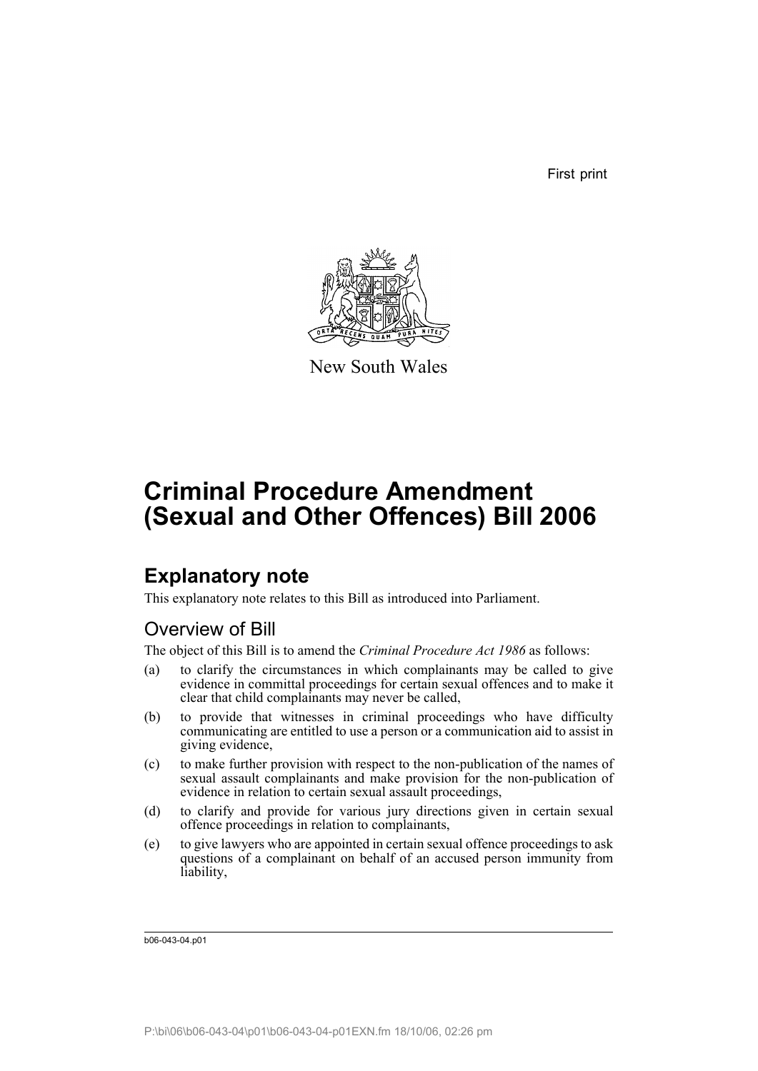First print

New South Wales

# Criminal Procedure Amendment (Sexual and Other Offences) Bill 2006

## Explanatory note

This explanatory note relates to this Bill as introduced into Parliament.

### Overview of Bill

The object of this Bill is to amend the *Criminal Procedure Act 1986* as follows:

(a) to clarify the circumstances in which complainants may be called to give evidence in committal proceedings for certain sexual offences and to make it clear that child complainants may never be called,

(b) to provide that witnesses in criminal proceedings who have difficulty communicating are entitled to use a person or a communication aid to assist in giving evidence,

(c) to make further provision with respect to the non-publication of the names of sexual assault complainants and make provision for the non-publication of evidence in relation to certain sexual assault proceedings,

(d) to clarify and provide for various jury directions given in certain sexual offence proceedings in relation to complainants,

(e) to give lawyers who are appointed in certain sexual offence proceedings to ask questions of a complainant on behalf of an accused person immunity from liability,

b06-043-04.p01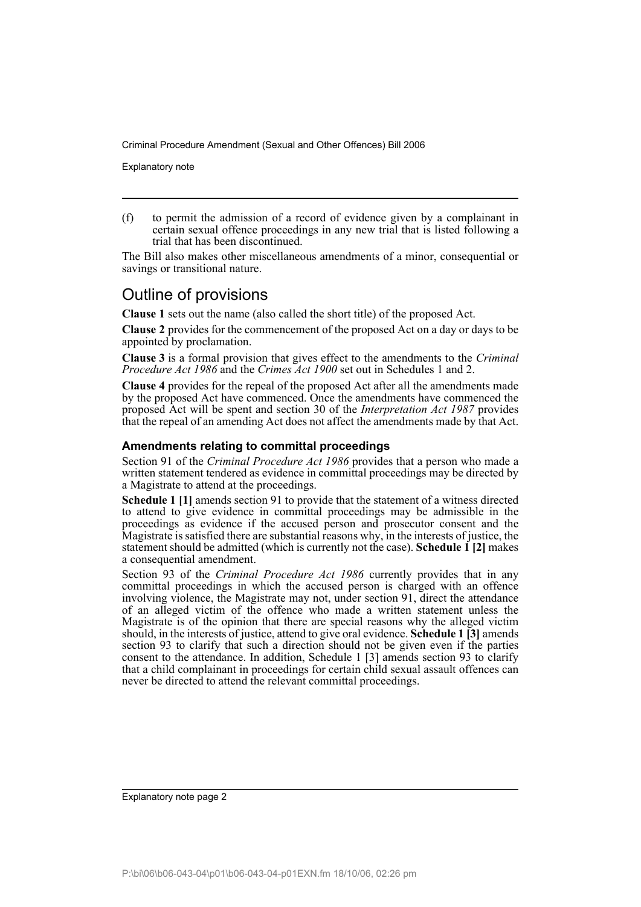(f) to permit the admission of a record of evidence given by a complainant in certain sexual offence proceedings in any new trial that is listed following a trial that has been discontinued.

The Bill also makes other miscellaneous amendments of a minor, consequential or savings or transitional nature.

## Outline of provisions

**Clause 1** sets out the name (also called the short title) of the proposed Act.

**Clause 2** provides for the commencement of the proposed Act on a day or days to be appointed by proclamation.

**Clause 3** is a formal provision that gives effect to the amendments to the *Criminal Procedure Act 1986* and the *Crimes Act 1900* set out in Schedules 1 and 2.

**Clause 4** provides for the repeal of the proposed Act after all the amendments made by the proposed Act have commenced. Once the amendments have commenced the proposed Act will be spent and section 30 of the *Interpretation Act 1987* provides that the repeal of an amending Act does not affect the amendments made by that Act.

### Amendments relating to committal proceedings

Section 91 of the *Criminal Procedure Act 1986* provides that a person who made a written statement tendered as evidence in committal proceedings may be directed by a Magistrate to attend at the proceedings.

**Schedule 1 [1]** amends section 91 to provide that the statement of a witness directed to attend to give evidence in committal proceedings may be admissible in the proceedings as evidence if the accused person and prosecutor consent and the Magistrate is satisfied there are substantial reasons why, in the interests of justice, the statement should be admitted (which is currently not the case). **Schedule 1 [2]** makes a consequential amendment.

Section 93 of the *Criminal Procedure Act 1986* currently provides that in any committal proceedings in which the accused person is charged with an offence involving violence, the Magistrate may not, under section 91, direct the attendance of an alleged victim of the offence who made a written statement unless the Magistrate is of the opinion that there are special reasons why the alleged victim should, in the interests of justice, attend to give oral evidence. **Schedule 1 [3]** amends section 93 to clarify that such a direction should not be given even if the parties consent to the attendance. In addition, Schedule 1 [3] amends section 93 to clarify that a child complainant in proceedings for certain child sexual assault offences can never be directed to attend the relevant committal proceedings.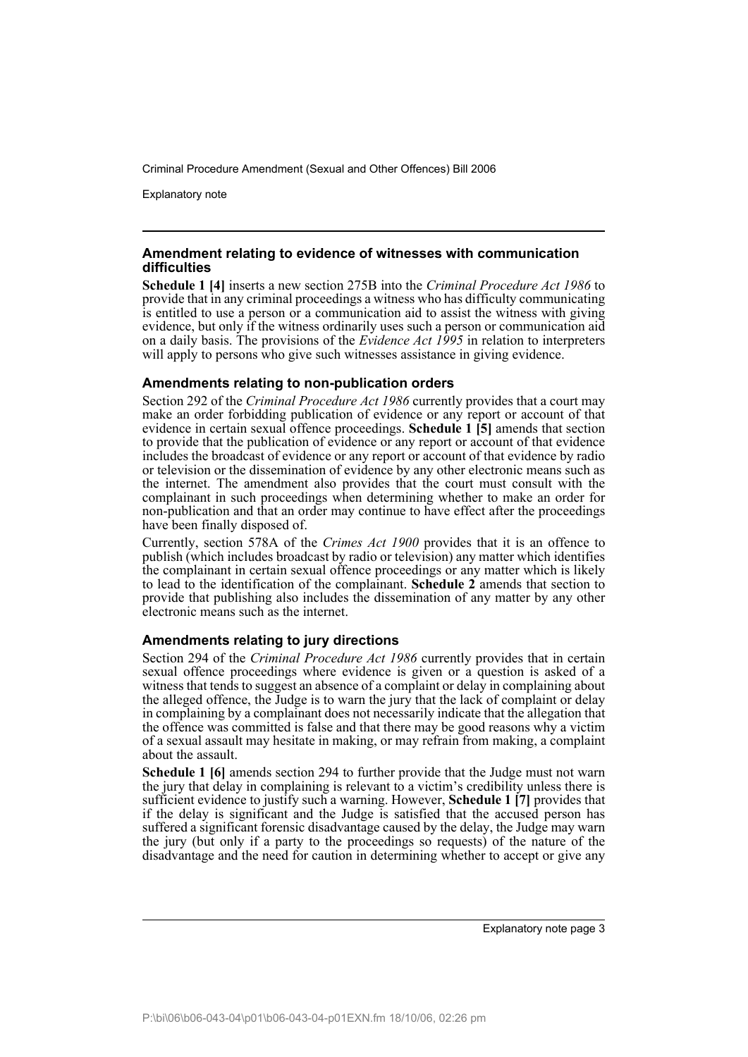### Amendment relating to evidence of witnesses with communication difficulties

**Schedule 1 [4]** inserts a new section 275B into the *Criminal Procedure Act 1986* to provide that in any criminal proceedings a witness who has difficulty communicating is entitled to use a person or a communication aid to assist the witness with giving evidence, but only if the witness ordinarily uses such a person or communication aid on a daily basis. The provisions of the *Evidence Act 1995* in relation to interpreters will apply to persons who give such witnesses assistance in giving evidence.

### Amendments relating to non-publication orders

Section 292 of the *Criminal Procedure Act 1986* currently provides that a court may make an order forbidding publication of evidence or any report or account of that evidence in certain sexual offence proceedings. **Schedule 1 [5]** amends that section to provide that the publication of evidence or any report or account of that evidence includes the broadcast of evidence or any report or account of that evidence by radio or television or the dissemination of evidence by any other electronic means such as the internet. The amendment also provides that the court must consult with the complainant in such proceedings when determining whether to make an order for non-publication and that an order may continue to have effect after the proceedings have been finally disposed of.

Currently, section 578A of the *Crimes Act 1900* provides that it is an offence to publish (which includes broadcast by radio or television) any matter which identifies the complainant in certain sexual offence proceedings or any matter which is likely to lead to the identification of the complainant. **Schedule 2** amends that section to provide that publishing also includes the dissemination of any matter by any other electronic means such as the internet.

### Amendments relating to jury directions

Section 294 of the *Criminal Procedure Act 1986* currently provides that in certain sexual offence proceedings where evidence is given or a question is asked of a witness that tends to suggest an absence of a complaint or delay in complaining about the alleged offence, the Judge is to warn the jury that the lack of complaint or delay in complaining by a complainant does not necessarily indicate that the allegation that the offence was committed is false and that there may be good reasons why a victim of a sexual assault may hesitate in making, or may refrain from making, a complaint about the assault.

**Schedule 1 [6]** amends section 294 to further provide that the Judge must not warn the jury that delay in complaining is relevant to a victim's credibility unless there is sufficient evidence to justify such a warning. However, **Schedule 1 [7]** provides that if the delay is significant and the Judge is satisfied that the accused person has suffered a significant forensic disadvantage caused by the delay, the Judge may warn the jury (but only if a party to the proceedings so requests) of the nature of the disadvantage and the need for caution in determining whether to accept or give any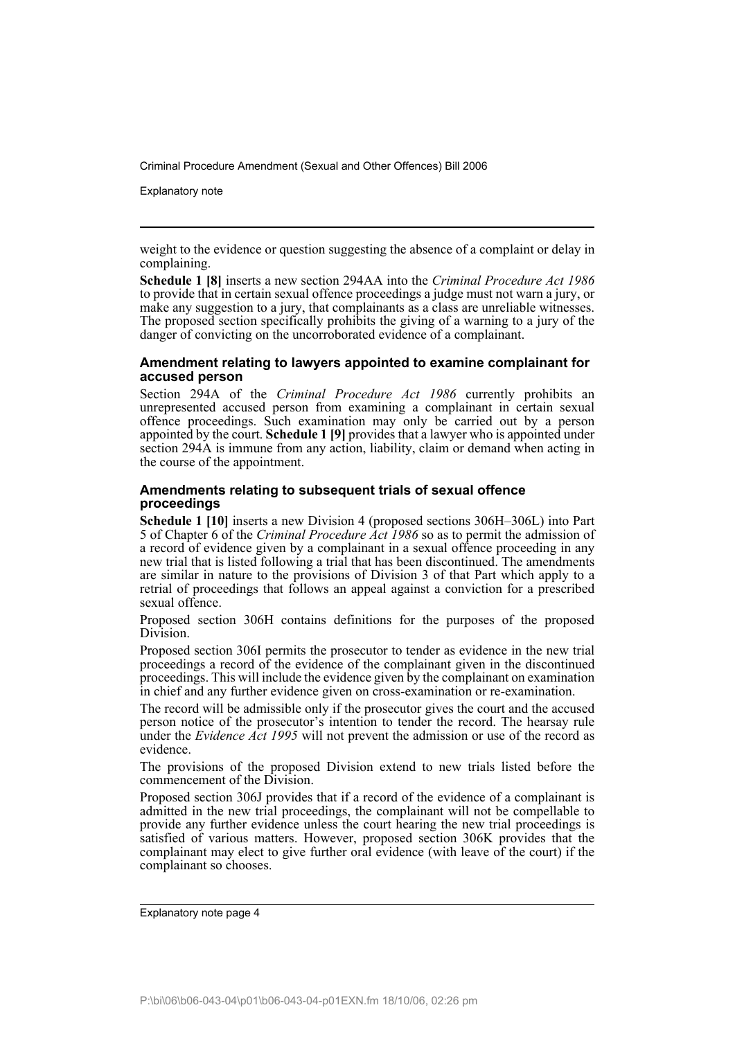weight to the evidence or question suggesting the absence of a complaint or delay in complaining.

**Schedule 1 [8]** inserts a new section 294AA into the *Criminal Procedure Act 1986* to provide that in certain sexual offence proceedings a judge must not warn a jury, or make any suggestion to a jury, that complainants as a class are unreliable witnesses. The proposed section specifically prohibits the giving of a warning to a jury of the danger of convicting on the uncorroborated evidence of a complainant.

### Amendment relating to lawyers appointed to examine complainant for accused person

Section 294A of the *Criminal Procedure Act 1986* currently prohibits an unrepresented accused person from examining a complainant in certain sexual offence proceedings. Such examination may only be carried out by a person appointed by the court. **Schedule 1 [9]** provides that a lawyer who is appointed under section 294A is immune from any action, liability, claim or demand when acting in the course of the appointment.

### Amendments relating to subsequent trials of sexual offence proceedings

**Schedule 1 [10]** inserts a new Division 4 (proposed sections 306H–306L) into Part 5 of Chapter 6 of the *Criminal Procedure Act 1986* so as to permit the admission of a record of evidence given by a complainant in a sexual offence proceeding in any new trial that is listed following a trial that has been discontinued. The amendments are similar in nature to the provisions of Division 3 of that Part which apply to a retrial of proceedings that follows an appeal against a conviction for a prescribed sexual offence.

Proposed section 306H contains definitions for the purposes of the proposed Division.

Proposed section 306I permits the prosecutor to tender as evidence in the new trial proceedings a record of the evidence of the complainant given in the discontinued proceedings. This will include the evidence given by the complainant on examination in chief and any further evidence given on cross-examination or re-examination.

The record will be admissible only if the prosecutor gives the court and the accused person notice of the prosecutor's intention to tender the record. The hearsay rule under the *Evidence Act 1995* will not prevent the admission or use of the record as evidence.

The provisions of the proposed Division extend to new trials listed before the commencement of the Division.

Proposed section 306J provides that if a record of the evidence of a complainant is admitted in the new trial proceedings, the complainant will not be compellable to provide any further evidence unless the court hearing the new trial proceedings is satisfied of various matters. However, proposed section 306K provides that the complainant may elect to give further oral evidence (with leave of the court) if the complainant so chooses.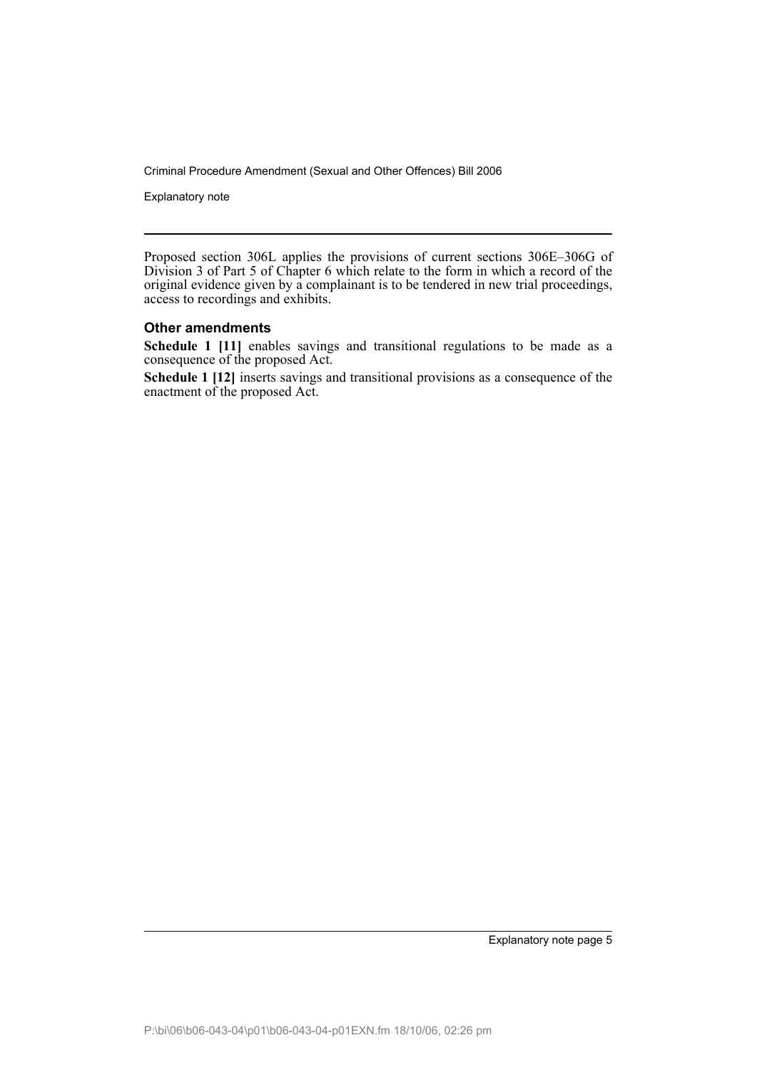Proposed section 306L applies the provisions of current sections 306E–306G of Division 3 of Part 5 of Chapter 6 which relate to the form in which a record of the original evidence given by a complainant is to be tendered in new trial proceedings, access to recordings and exhibits.

### Other amendments

**Schedule 1 [11]** enables savings and transitional regulations to be made as a consequence of the proposed Act.

**Schedule 1 [12]** inserts savings and transitional provisions as a consequence of the enactment of the proposed Act.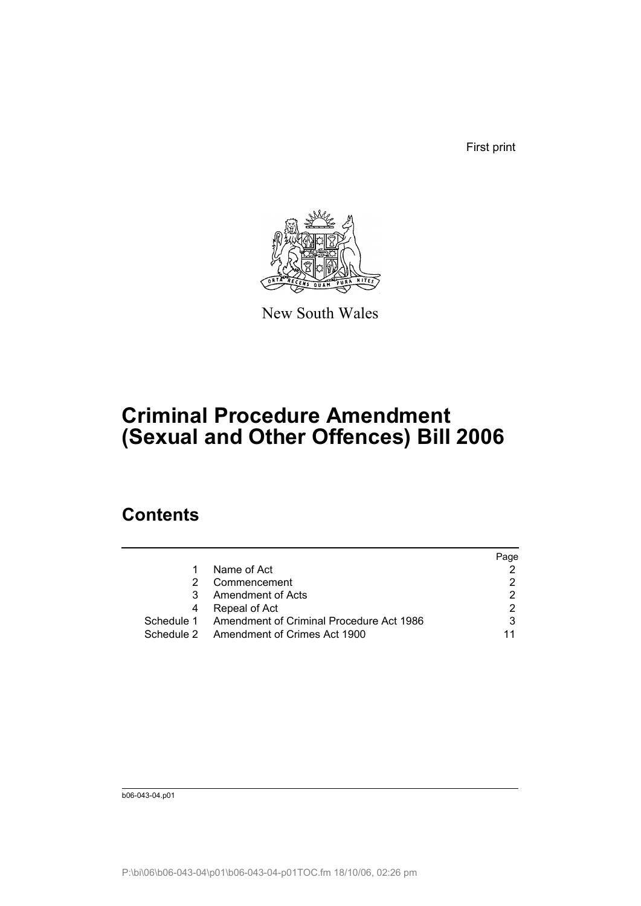First print

New South Wales

# Criminal Procedure Amendment (Sexual and Other Offences) Bill 2006

## Contents

| | | Page |
|---|---|---|
| 1 | Name of Act | 2 |
| 2 | Commencement | 2 |
| 3 | Amendment of Acts | 2 |
| 4 | Repeal of Act | 2 |
| Schedule 1 | Amendment of Criminal Procedure Act 1986 | 3 |
| Schedule 2 | Amendment of Crimes Act 1900 | 11 |

b06-043-04.p01

P:\bi\06\b06-043-04\p01\b06-043-04-p01TOC.fm 18/10/06, 02:26 pm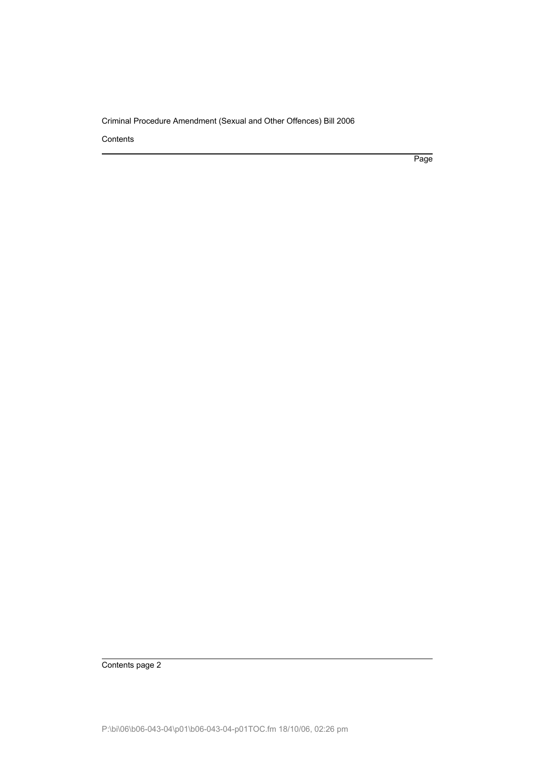Contents

Page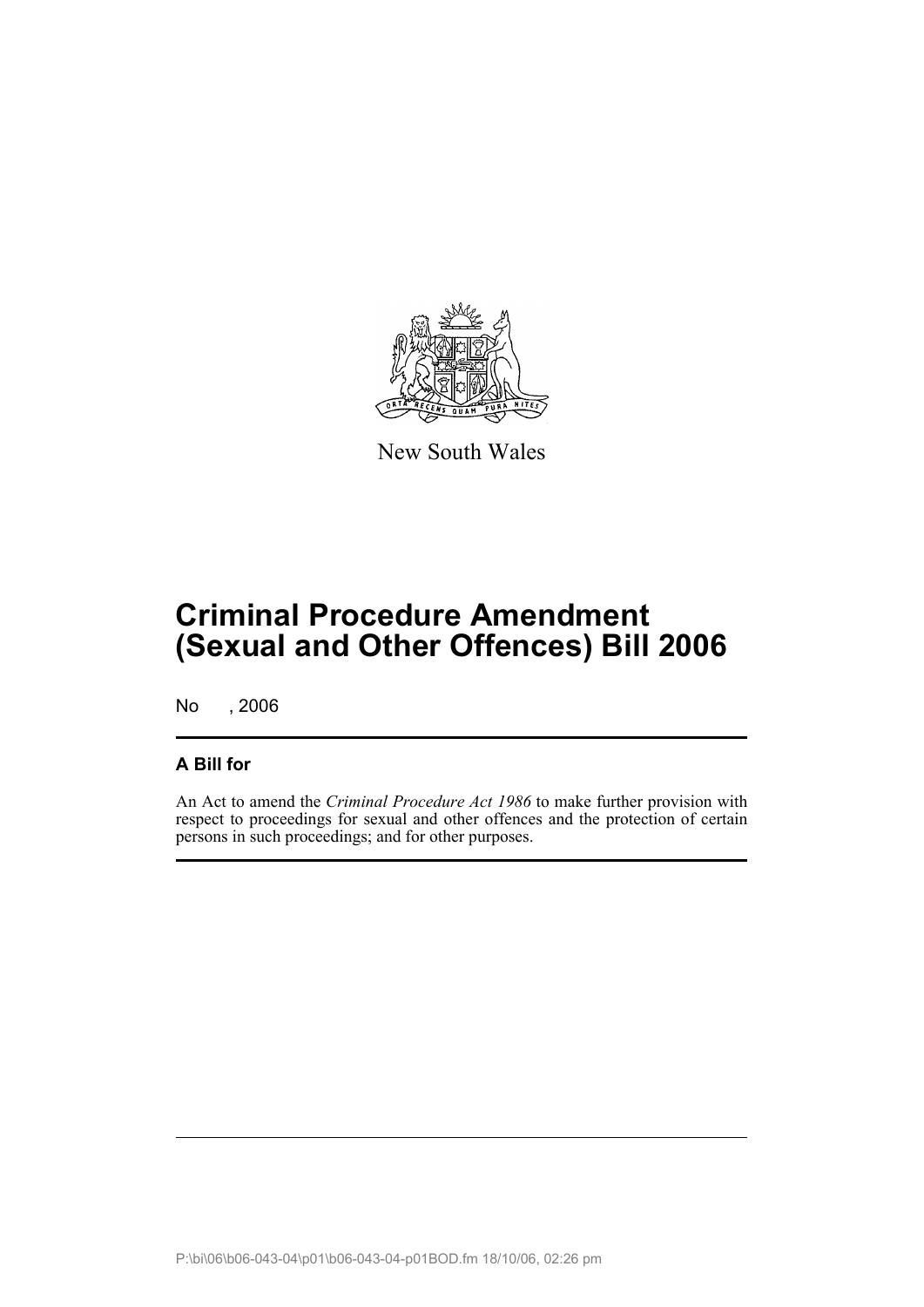New South Wales

# Criminal Procedure Amendment (Sexual and Other Offences) Bill 2006

No , 2006

## A Bill for

An Act to amend the *Criminal Procedure Act 1986* to make further provision with respect to proceedings for sexual and other offences and the protection of certain persons in such proceedings; and for other purposes.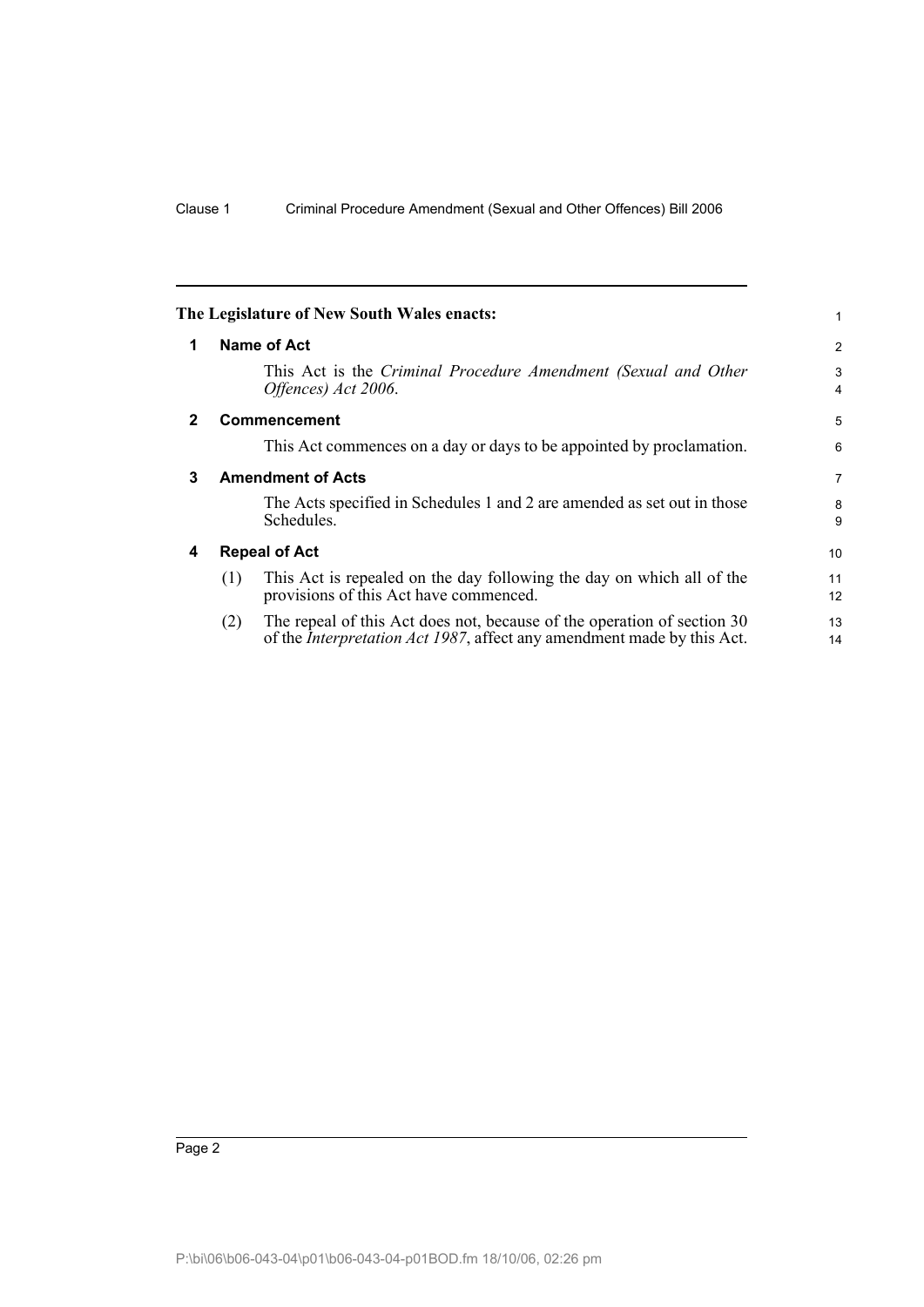**The Legislature of New South Wales enacts:**

## 1 Name of Act

This Act is the *Criminal Procedure Amendment (Sexual and Other Offences) Act 2006*.

## 2 Commencement

This Act commences on a day or days to be appointed by proclamation.

## 3 Amendment of Acts

The Acts specified in Schedules 1 and 2 are amended as set out in those Schedules.

## 4 Repeal of Act

(1) This Act is repealed on the day following the day on which all of the provisions of this Act have commenced.

(2) The repeal of this Act does not, because of the operation of section 30 of the *Interpretation Act 1987*, affect any amendment made by this Act.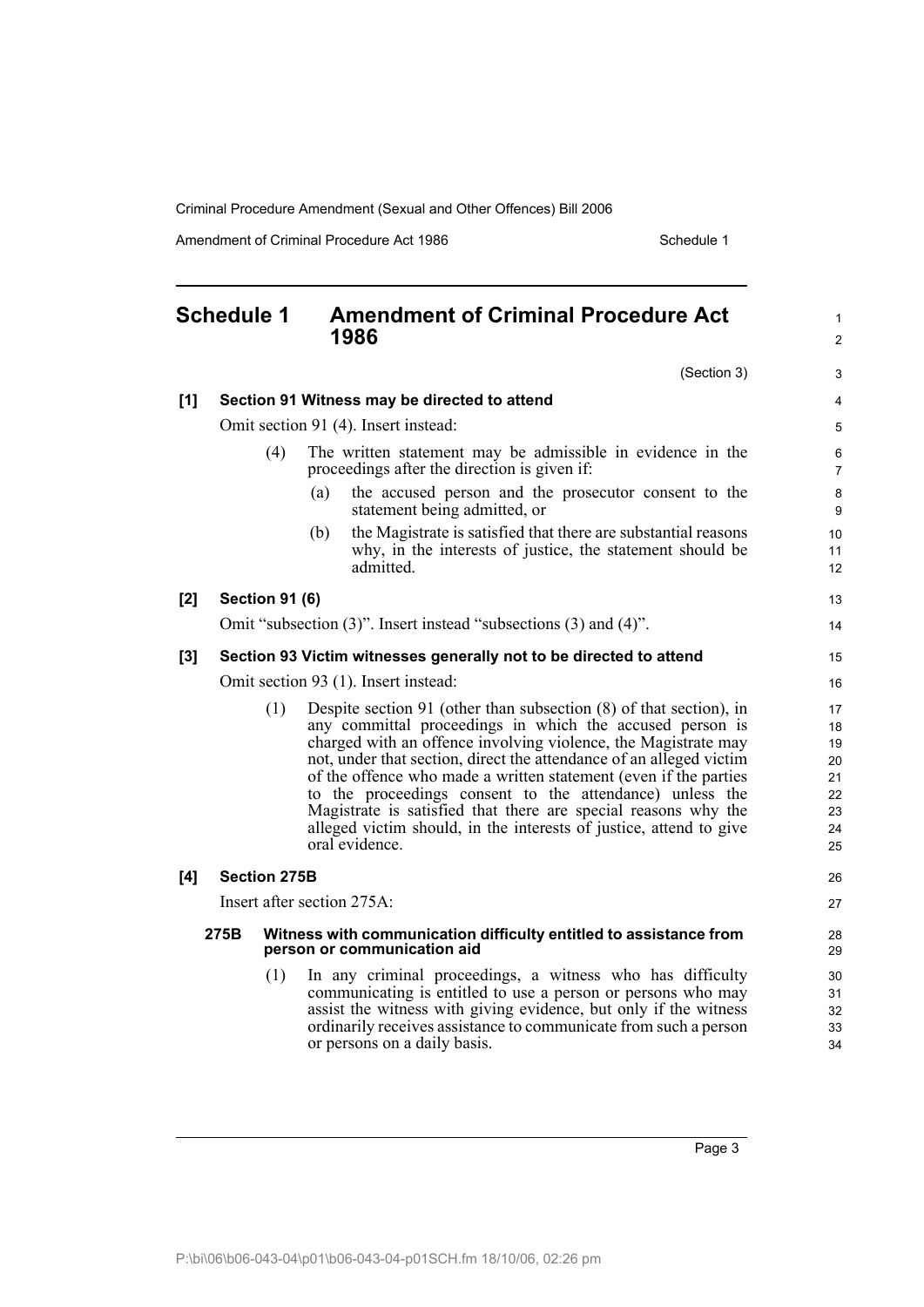## Schedule 1 Amendment of Criminal Procedure Act 1986

(Section 3)

**[1] Section 91 Witness may be directed to attend**

Omit section 91 (4). Insert instead:

(4) The written statement may be admissible in evidence in the proceedings after the direction is given if:

(a) the accused person and the prosecutor consent to the statement being admitted, or

(b) the Magistrate is satisfied that there are substantial reasons why, in the interests of justice, the statement should be admitted.

**[2] Section 91 (6)**

Omit "subsection (3)". Insert instead "subsections (3) and (4)".

**[3] Section 93 Victim witnesses generally not to be directed to attend**

Omit section 93 (1). Insert instead:

(1) Despite section 91 (other than subsection (8) of that section), in any committal proceedings in which the accused person is charged with an offence involving violence, the Magistrate may not, under that section, direct the attendance of an alleged victim of the offence who made a written statement (even if the parties to the proceedings consent to the attendance) unless the Magistrate is satisfied that there are special reasons why the alleged victim should, in the interests of justice, attend to give oral evidence.

**[4] Section 275B**

Insert after section 275A:

**275B Witness with communication difficulty entitled to assistance from person or communication aid**

(1) In any criminal proceedings, a witness who has difficulty communicating is entitled to use a person or persons who may assist the witness with giving evidence, but only if the witness ordinarily receives assistance to communicate from such a person or persons on a daily basis.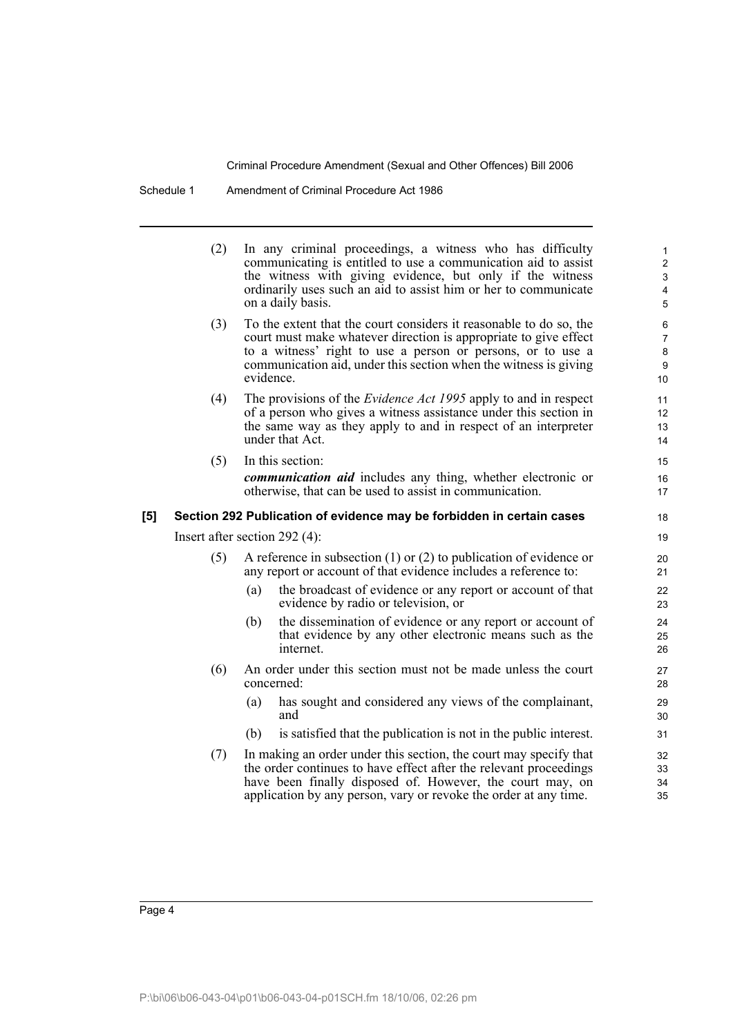(2) In any criminal proceedings, a witness who has difficulty communicating is entitled to use a communication aid to assist the witness with giving evidence, but only if the witness ordinarily uses such an aid to assist him or her to communicate on a daily basis.

(3) To the extent that the court considers it reasonable to do so, the court must make whatever direction is appropriate to give effect to a witness' right to use a person or persons, or to use a communication aid, under this section when the witness is giving evidence.

(4) The provisions of the *Evidence Act 1995* apply to and in respect of a person who gives a witness assistance under this section in the same way as they apply to and in respect of an interpreter under that Act.

(5) In this section:

***communication aid*** includes any thing, whether electronic or otherwise, that can be used to assist in communication.

**[5] Section 292 Publication of evidence may be forbidden in certain cases**

Insert after section 292 (4):

(5) A reference in subsection (1) or (2) to publication of evidence or any report or account of that evidence includes a reference to:

(a) the broadcast of evidence or any report or account of that evidence by radio or television, or

(b) the dissemination of evidence or any report or account of that evidence by any other electronic means such as the internet.

(6) An order under this section must not be made unless the court concerned:

(a) has sought and considered any views of the complainant, and

(b) is satisfied that the publication is not in the public interest.

(7) In making an order under this section, the court may specify that the order continues to have effect after the relevant proceedings have been finally disposed of. However, the court may, on application by any person, vary or revoke the order at any time.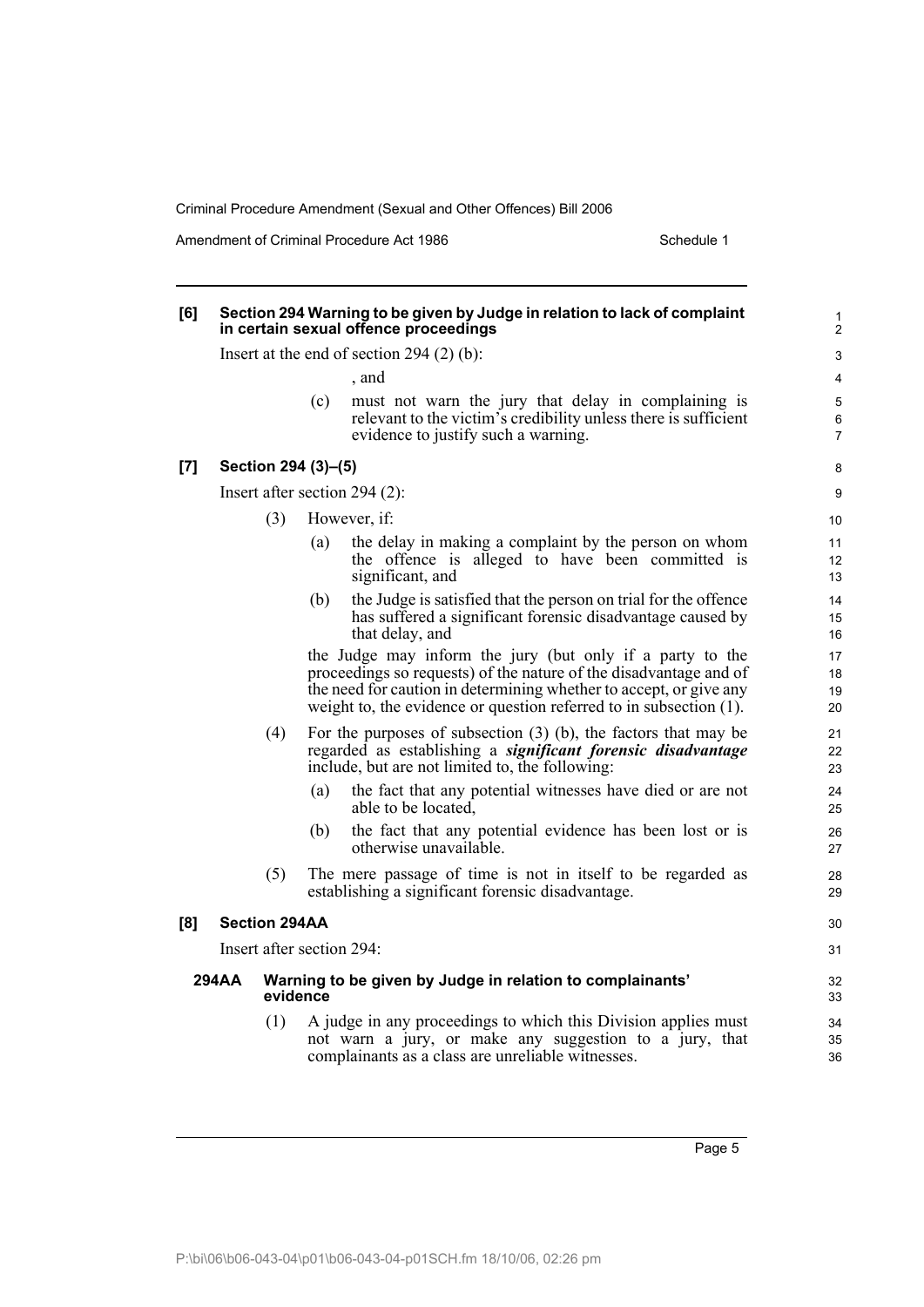**[6] Section 294 Warning to be given by Judge in relation to lack of complaint in certain sexual offence proceedings**

Insert at the end of section 294 (2) (b):

, and

(c) must not warn the jury that delay in complaining is relevant to the victim's credibility unless there is sufficient evidence to justify such a warning.

**[7] Section 294 (3)–(5)**

Insert after section 294 (2):

(3) However, if:

(a) the delay in making a complaint by the person on whom the offence is alleged to have been committed is significant, and

(b) the Judge is satisfied that the person on trial for the offence has suffered a significant forensic disadvantage caused by that delay, and

the Judge may inform the jury (but only if a party to the proceedings so requests) of the nature of the disadvantage and of the need for caution in determining whether to accept, or give any weight to, the evidence or question referred to in subsection (1).

(4) For the purposes of subsection (3) (b), the factors that may be regarded as establishing a ***significant forensic disadvantage*** include, but are not limited to, the following:

(a) the fact that any potential witnesses have died or are not able to be located,

(b) the fact that any potential evidence has been lost or is otherwise unavailable.

(5) The mere passage of time is not in itself to be regarded as establishing a significant forensic disadvantage.

**[8] Section 294AA**

Insert after section 294:

**294AA Warning to be given by Judge in relation to complainants' evidence**

(1) A judge in any proceedings to which this Division applies must not warn a jury, or make any suggestion to a jury, that complainants as a class are unreliable witnesses.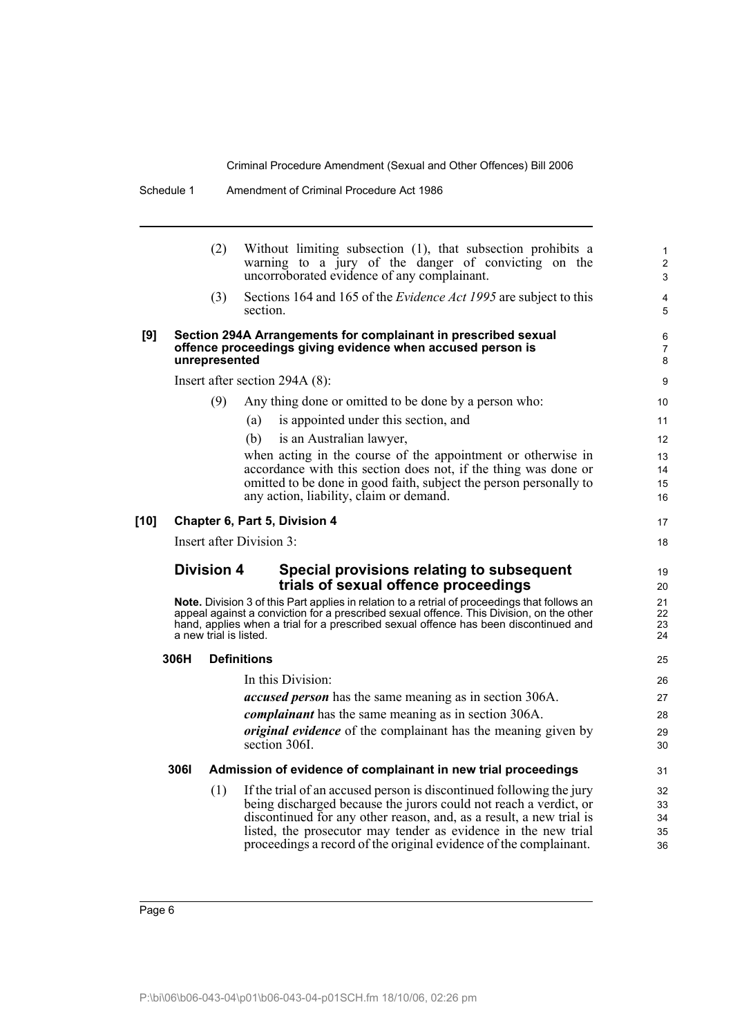(2) Without limiting subsection (1), that subsection prohibits a warning to a jury of the danger of convicting on the uncorroborated evidence of any complainant.

(3) Sections 164 and 165 of the *Evidence Act 1995* are subject to this section.

**[9] Section 294A Arrangements for complainant in prescribed sexual offence proceedings giving evidence when accused person is unrepresented**

Insert after section 294A (8):

(9) Any thing done or omitted to be done by a person who:

(a) is appointed under this section, and

(b) is an Australian lawyer,

when acting in the course of the appointment or otherwise in accordance with this section does not, if the thing was done or omitted to be done in good faith, subject the person personally to any action, liability, claim or demand.

**[10] Chapter 6, Part 5, Division 4**

Insert after Division 3:

## Division 4 Special provisions relating to subsequent trials of sexual offence proceedings

**Note.** Division 3 of this Part applies in relation to a retrial of proceedings that follows an appeal against a conviction for a prescribed sexual offence. This Division, on the other hand, applies when a trial for a prescribed sexual offence has been discontinued and a new trial is listed.

### 306H Definitions

In this Division:

***accused person*** has the same meaning as in section 306A.

***complainant*** has the same meaning as in section 306A.

***original evidence*** of the complainant has the meaning given by section 306I.

### 306I Admission of evidence of complainant in new trial proceedings

(1) If the trial of an accused person is discontinued following the jury being discharged because the jurors could not reach a verdict, or discontinued for any other reason, and, as a result, a new trial is listed, the prosecutor may tender as evidence in the new trial proceedings a record of the original evidence of the complainant.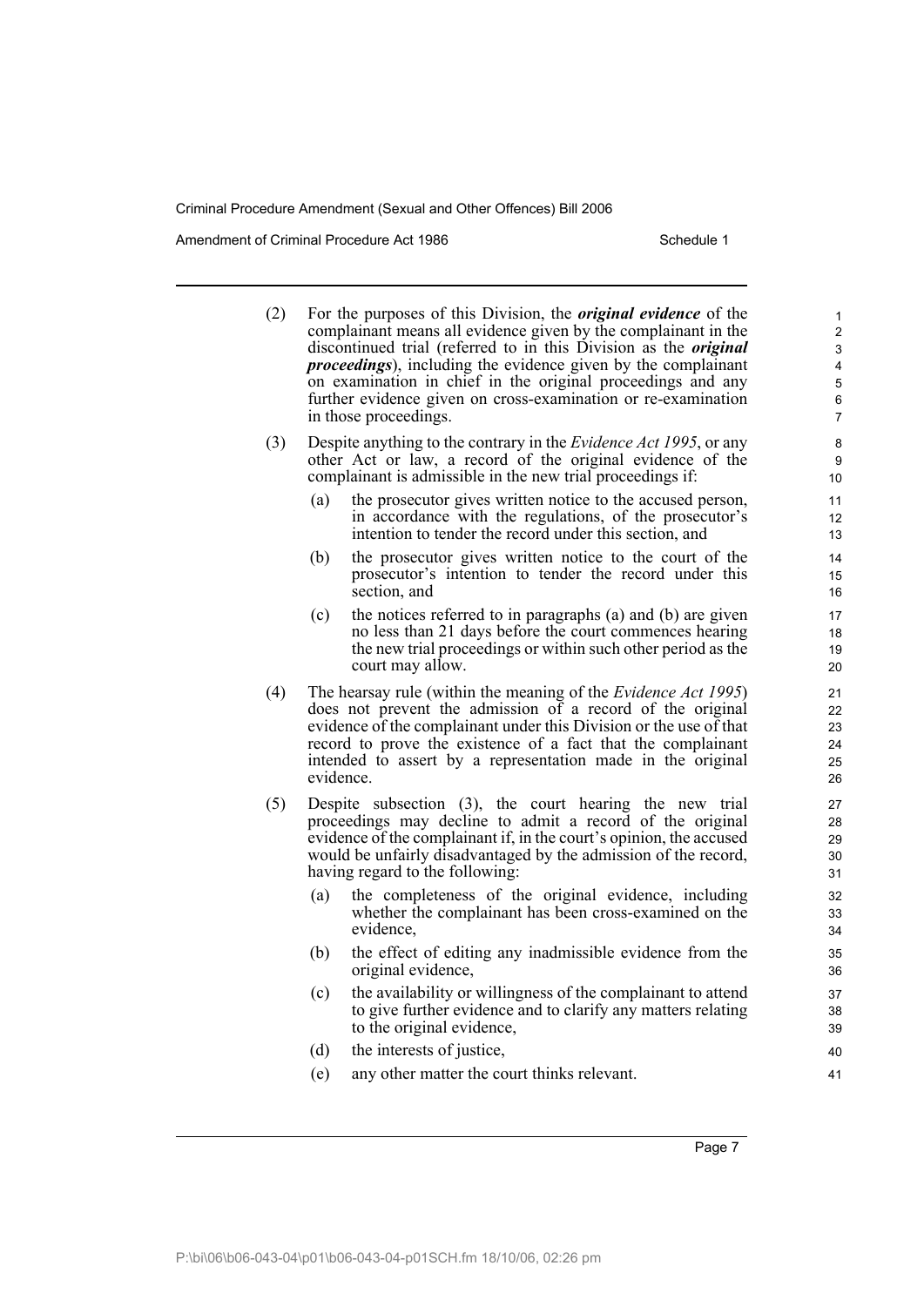(2) For the purposes of this Division, the ***original evidence*** of the complainant means all evidence given by the complainant in the discontinued trial (referred to in this Division as the ***original proceedings***), including the evidence given by the complainant on examination in chief in the original proceedings and any further evidence given on cross-examination or re-examination in those proceedings.

(3) Despite anything to the contrary in the *Evidence Act 1995*, or any other Act or law, a record of the original evidence of the complainant is admissible in the new trial proceedings if:

- (a) the prosecutor gives written notice to the accused person, in accordance with the regulations, of the prosecutor's intention to tender the record under this section, and
- (b) the prosecutor gives written notice to the court of the prosecutor's intention to tender the record under this section, and
- (c) the notices referred to in paragraphs (a) and (b) are given no less than 21 days before the court commences hearing the new trial proceedings or within such other period as the court may allow.

(4) The hearsay rule (within the meaning of the *Evidence Act 1995*) does not prevent the admission of a record of the original evidence of the complainant under this Division or the use of that record to prove the existence of a fact that the complainant intended to assert by a representation made in the original evidence.

(5) Despite subsection (3), the court hearing the new trial proceedings may decline to admit a record of the original evidence of the complainant if, in the court's opinion, the accused would be unfairly disadvantaged by the admission of the record, having regard to the following:

- (a) the completeness of the original evidence, including whether the complainant has been cross-examined on the evidence,
- (b) the effect of editing any inadmissible evidence from the original evidence,
- (c) the availability or willingness of the complainant to attend to give further evidence and to clarify any matters relating to the original evidence,
- (d) the interests of justice,
- (e) any other matter the court thinks relevant.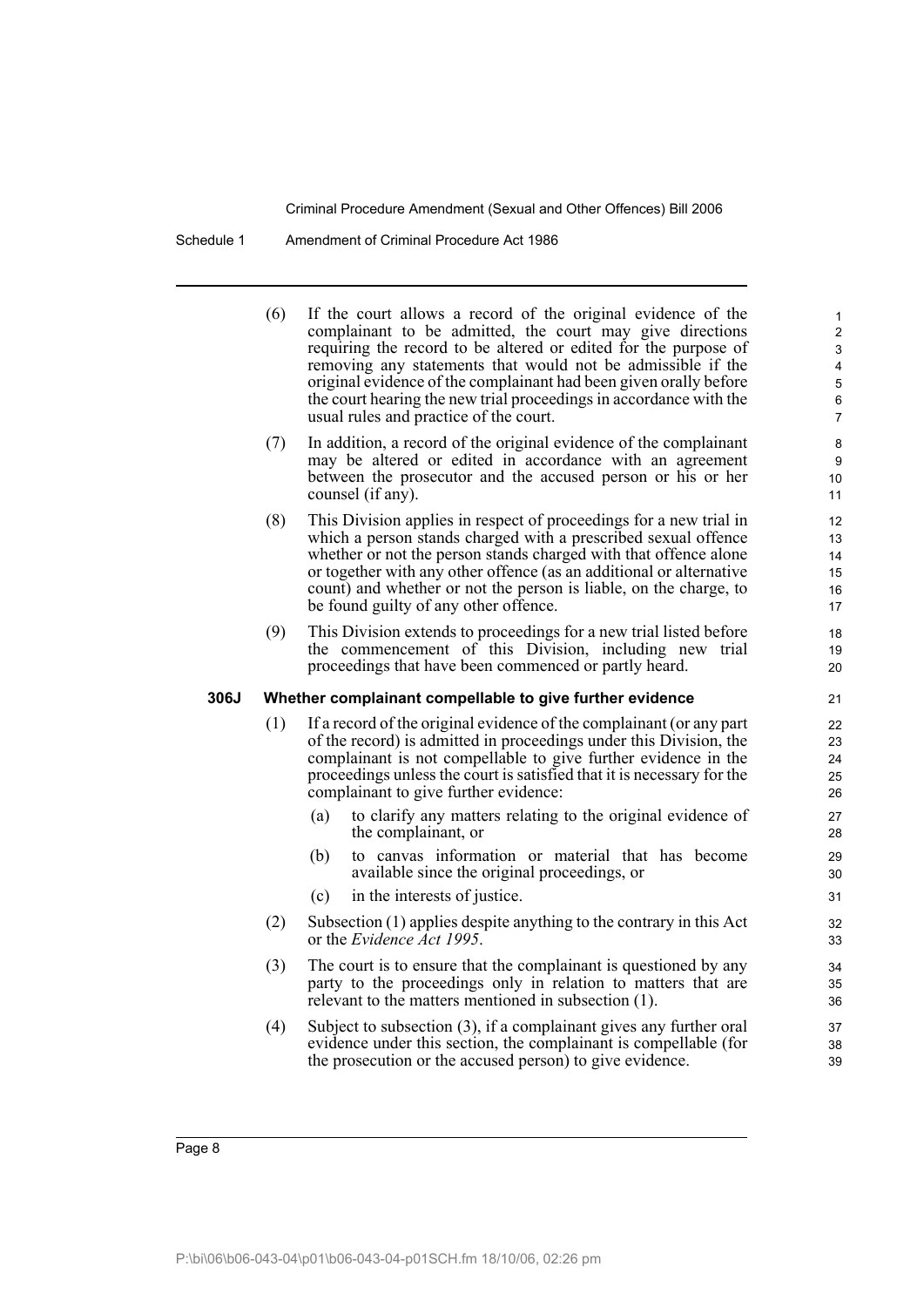(6) If the court allows a record of the original evidence of the complainant to be admitted, the court may give directions requiring the record to be altered or edited for the purpose of removing any statements that would not be admissible if the original evidence of the complainant had been given orally before the court hearing the new trial proceedings in accordance with the usual rules and practice of the court.

(7) In addition, a record of the original evidence of the complainant may be altered or edited in accordance with an agreement between the prosecutor and the accused person or his or her counsel (if any).

(8) This Division applies in respect of proceedings for a new trial in which a person stands charged with a prescribed sexual offence whether or not the person stands charged with that offence alone or together with any other offence (as an additional or alternative count) and whether or not the person is liable, on the charge, to be found guilty of any other offence.

(9) This Division extends to proceedings for a new trial listed before the commencement of this Division, including new trial proceedings that have been commenced or partly heard.

**306J Whether complainant compellable to give further evidence**

(1) If a record of the original evidence of the complainant (or any part of the record) is admitted in proceedings under this Division, the complainant is not compellable to give further evidence in the proceedings unless the court is satisfied that it is necessary for the complainant to give further evidence:

- (a) to clarify any matters relating to the original evidence of the complainant, or
- (b) to canvas information or material that has become available since the original proceedings, or
- (c) in the interests of justice.

(2) Subsection (1) applies despite anything to the contrary in this Act or the *Evidence Act 1995*.

(3) The court is to ensure that the complainant is questioned by any party to the proceedings only in relation to matters that are relevant to the matters mentioned in subsection (1).

(4) Subject to subsection (3), if a complainant gives any further oral evidence under this section, the complainant is compellable (for the prosecution or the accused person) to give evidence.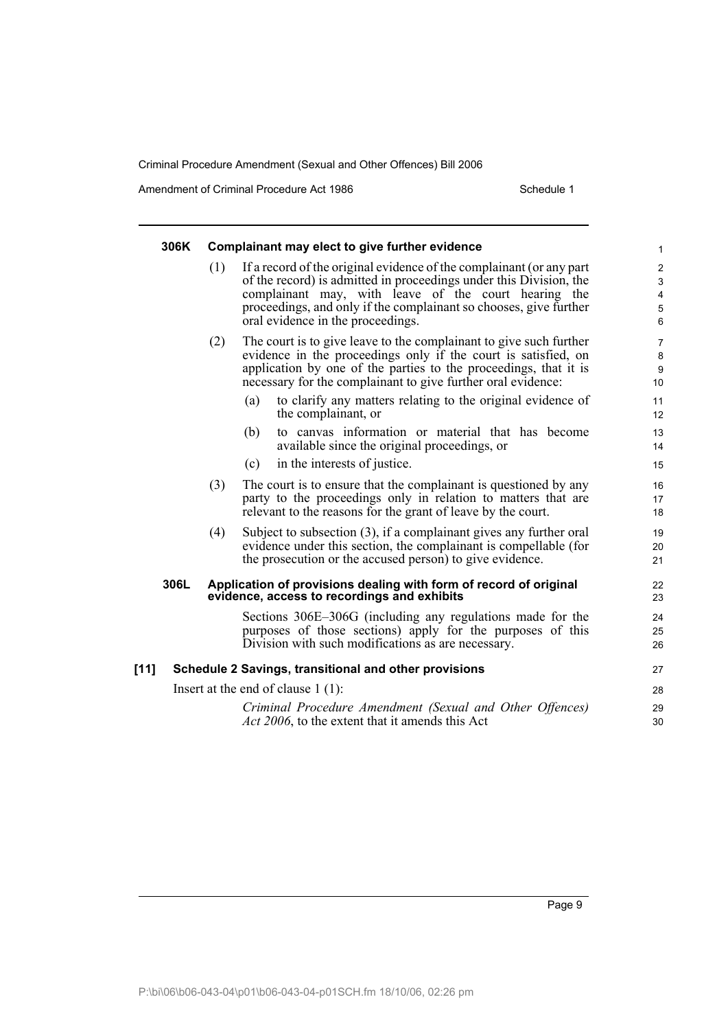**306K Complainant may elect to give further evidence**

(1) If a record of the original evidence of the complainant (or any part of the record) is admitted in proceedings under this Division, the complainant may, with leave of the court hearing the proceedings, and only if the complainant so chooses, give further oral evidence in the proceedings.

(2) The court is to give leave to the complainant to give such further evidence in the proceedings only if the court is satisfied, on application by one of the parties to the proceedings, that it is necessary for the complainant to give further oral evidence:

(a) to clarify any matters relating to the original evidence of the complainant, or

(b) to canvas information or material that has become available since the original proceedings, or

(c) in the interests of justice.

(3) The court is to ensure that the complainant is questioned by any party to the proceedings only in relation to matters that are relevant to the reasons for the grant of leave by the court.

(4) Subject to subsection (3), if a complainant gives any further oral evidence under this section, the complainant is compellable (for the prosecution or the accused person) to give evidence.

**306L Application of provisions dealing with form of record of original evidence, access to recordings and exhibits**

Sections 306E–306G (including any regulations made for the purposes of those sections) apply for the purposes of this Division with such modifications as are necessary.

**[11] Schedule 2 Savings, transitional and other provisions**

Insert at the end of clause 1 (1):

*Criminal Procedure Amendment (Sexual and Other Offences) Act 2006*, to the extent that it amends this Act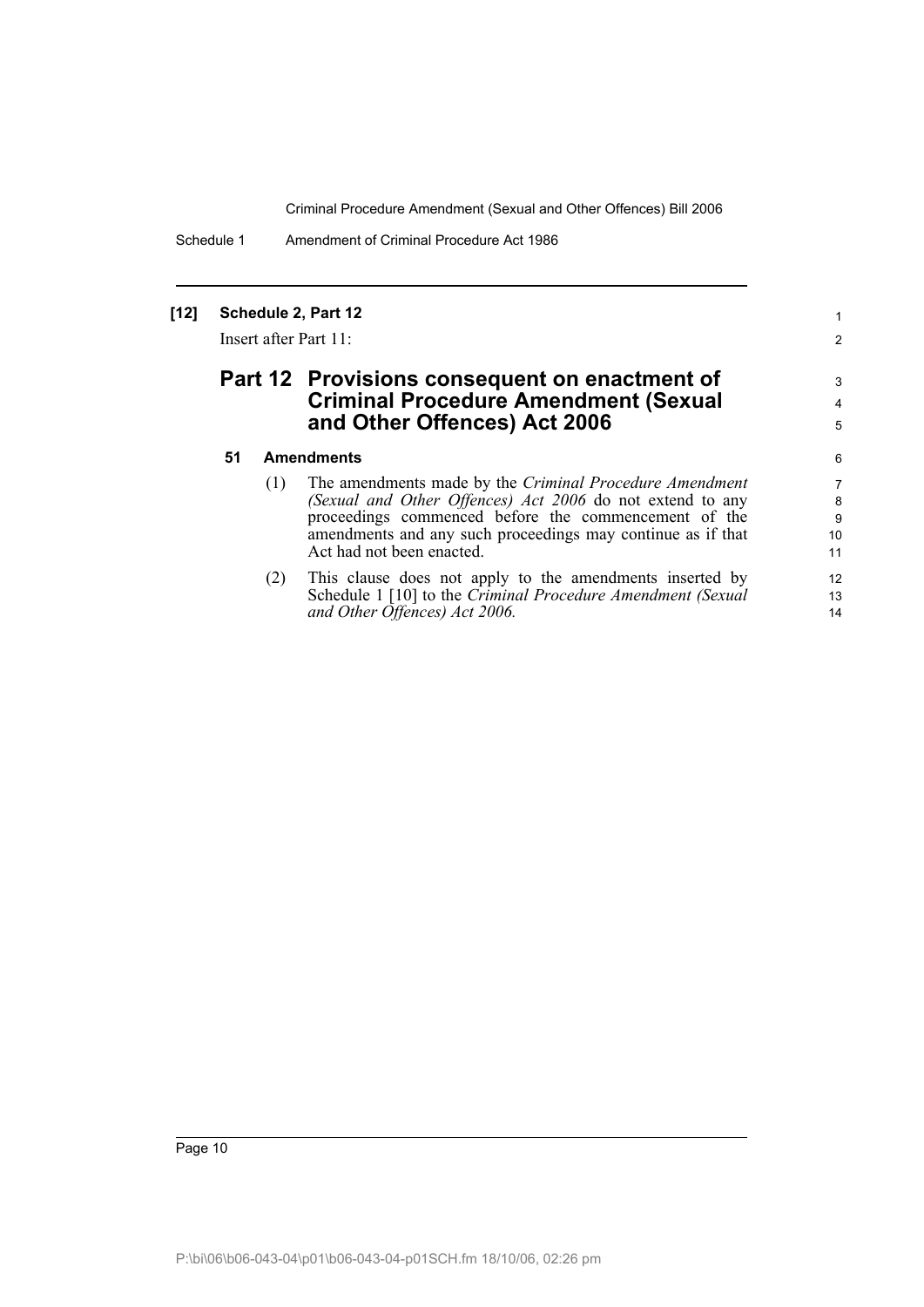**[12] Schedule 2, Part 12**

Insert after Part 11:

## Part 12 Provisions consequent on enactment of Criminal Procedure Amendment (Sexual and Other Offences) Act 2006

**51 Amendments**

(1) The amendments made by the *Criminal Procedure Amendment (Sexual and Other Offences) Act 2006* do not extend to any proceedings commenced before the commencement of the amendments and any such proceedings may continue as if that Act had not been enacted.

(2) This clause does not apply to the amendments inserted by Schedule 1 [10] to the *Criminal Procedure Amendment (Sexual and Other Offences) Act 2006.*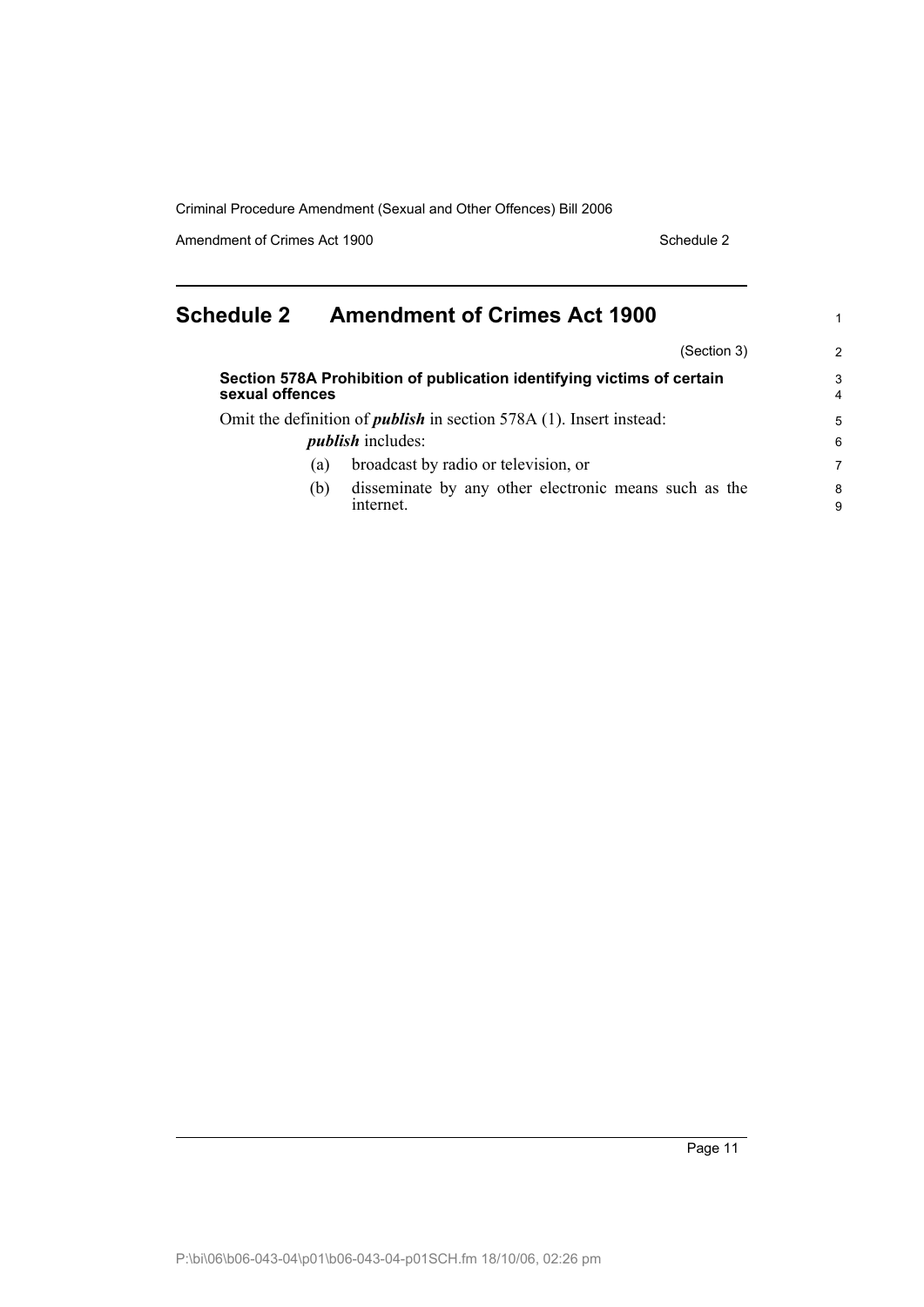## Schedule 2 Amendment of Crimes Act 1900

(Section 3)

**Section 578A Prohibition of publication identifying victims of certain sexual offences**

Omit the definition of ***publish*** in section 578A (1). Insert instead:

***publish*** includes:

(a) broadcast by radio or television, or

(b) disseminate by any other electronic means such as the internet.